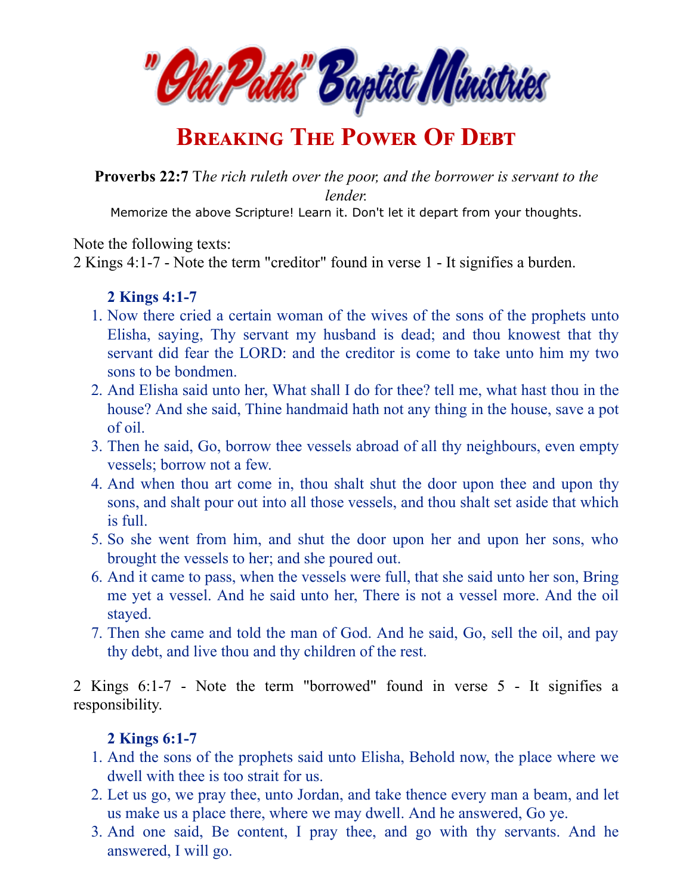# "Old Paths" Baptist Ministries

## Breaking The Power Of Debt

**Proverbs 22:7** *The rich ruleth over the poor, and the borrower is servant to the lender.*

Memorize the above Scripture! Learn it. Don't let it depart from your thoughts.

Note the following texts:
2 Kings 4:1-7 - Note the term "creditor" found in verse 1 - It signifies a burden.

**2 Kings 4:1-7**

1. Now there cried a certain woman of the wives of the sons of the prophets unto Elisha, saying, Thy servant my husband is dead; and thou knowest that thy servant did fear the LORD: and the creditor is come to take unto him my two sons to be bondmen.
2. And Elisha said unto her, What shall I do for thee? tell me, what hast thou in the house? And she said, Thine handmaid hath not any thing in the house, save a pot of oil.
3. Then he said, Go, borrow thee vessels abroad of all thy neighbours, even empty vessels; borrow not a few.
4. And when thou art come in, thou shalt shut the door upon thee and upon thy sons, and shalt pour out into all those vessels, and thou shalt set aside that which is full.
5. So she went from him, and shut the door upon her and upon her sons, who brought the vessels to her; and she poured out.
6. And it came to pass, when the vessels were full, that she said unto her son, Bring me yet a vessel. And he said unto her, There is not a vessel more. And the oil stayed.
7. Then she came and told the man of God. And he said, Go, sell the oil, and pay thy debt, and live thou and thy children of the rest.

2 Kings 6:1-7 - Note the term "borrowed" found in verse 5 - It signifies a responsibility.

**2 Kings 6:1-7**

1. And the sons of the prophets said unto Elisha, Behold now, the place where we dwell with thee is too strait for us.
2. Let us go, we pray thee, unto Jordan, and take thence every man a beam, and let us make us a place there, where we may dwell. And he answered, Go ye.
3. And one said, Be content, I pray thee, and go with thy servants. And he answered, I will go.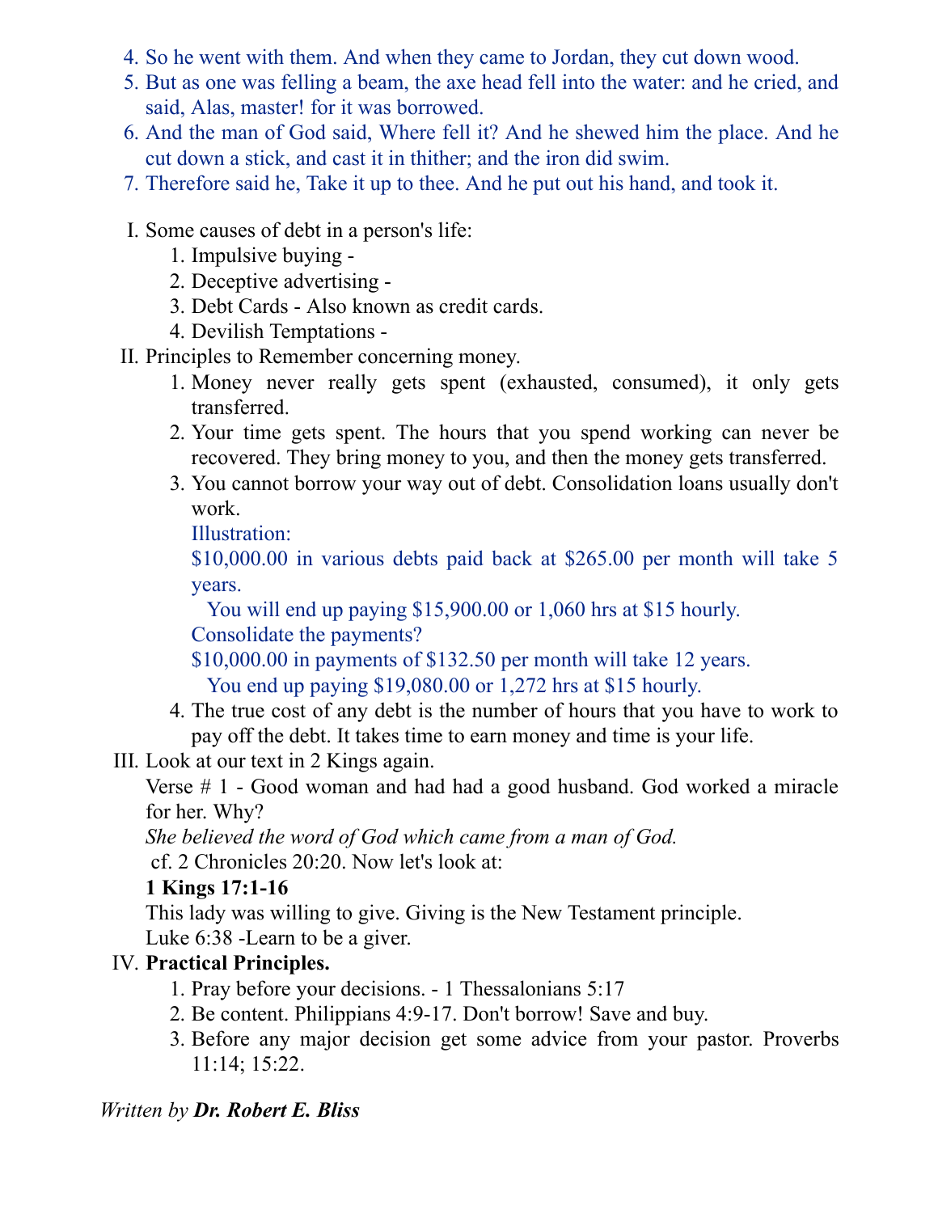4. So he went with them. And when they came to Jordan, they cut down wood.
5. But as one was felling a beam, the axe head fell into the water: and he cried, and said, Alas, master! for it was borrowed.
6. And the man of God said, Where fell it? And he shewed him the place. And he cut down a stick, and cast it in thither; and the iron did swim.
7. Therefore said he, Take it up to thee. And he put out his hand, and took it.

I. Some causes of debt in a person's life:
   1. Impulsive buying -
   2. Deceptive advertising -
   3. Debt Cards - Also known as credit cards.
   4. Devilish Temptations -

II. Principles to Remember concerning money.
   1. Money never really gets spent (exhausted, consumed), it only gets transferred.
   2. Your time gets spent. The hours that you spend working can never be recovered. They bring money to you, and then the money gets transferred.
   3. You cannot borrow your way out of debt. Consolidation loans usually don't work.

      Illustration:

      $10,000.00 in various debts paid back at $265.00 per month will take 5 years.

      You will end up paying $15,900.00 or 1,060 hrs at $15 hourly.

      Consolidate the payments?

      $10,000.00 in payments of $132.50 per month will take 12 years.

      You end up paying $19,080.00 or 1,272 hrs at $15 hourly.
   4. The true cost of any debt is the number of hours that you have to work to pay off the debt. It takes time to earn money and time is your life.

III. Look at our text in 2 Kings again.

Verse # 1 - Good woman and had had a good husband. God worked a miracle for her. Why?

*She believed the word of God which came from a man of God.*

cf. 2 Chronicles 20:20. Now let's look at:

**1 Kings 17:1-16**

This lady was willing to give. Giving is the New Testament principle.

Luke 6:38 -Learn to be a giver.

IV. **Practical Principles.**
   1. Pray before your decisions. - 1 Thessalonians 5:17
   2. Be content. Philippians 4:9-17. Don't borrow! Save and buy.
   3. Before any major decision get some advice from your pastor. Proverbs 11:14; 15:22.

*Written by* ***Dr. Robert E. Bliss***